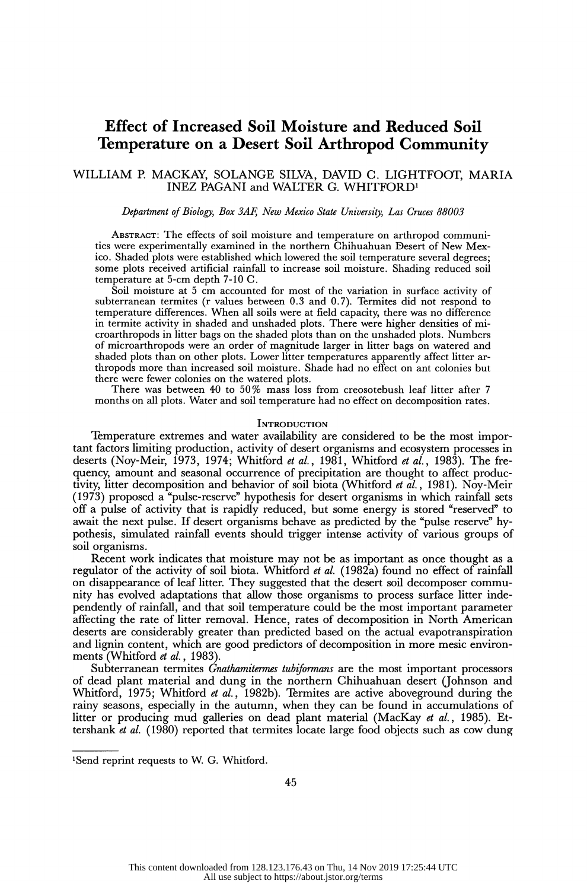# Effect of Increased Soil Moisture and Reduced Soil Temperature on a Desert Soil Arthropod Community

WILLIAM P. MACKAY, SOLANGE SILVA, DAVID C. LIGHTFOOT, MARIA INEZ PAGANI and WALTER G. WHITFORD[1]

*Department of Biology, Box 3AF, New Mexico State University, Las Cruces 88003*

ABSTRACT: The effects of soil moisture and temperature on arthropod communities were experimentally examined in the northern Chihuahuan Desert of New Mexico. Shaded plots were established which lowered the soil temperature several degrees; some plots received artificial rainfall to increase soil moisture. Shading reduced soil temperature at 5-cm depth 7-10 C.

Soil moisture at 5 cm accounted for most of the variation in surface activity of subterranean termites (r values between 0.3 and 0.7). Termites did not respond to temperature differences. When all soils were at field capacity, there was no difference in termite activity in shaded and unshaded plots. There were higher densities of microarthropods in litter bags on the shaded plots than on the unshaded plots. Numbers of microarthropods were an order of magnitude larger in litter bags on watered and shaded plots than on other plots. Lower litter temperatures apparently affect litter arthropods more than increased soil moisture. Shade had no effect on ant colonies but there were fewer colonies on the watered plots.

There was between 40 to 50% mass loss from creosotebush leaf litter after 7 months on all plots. Water and soil temperature had no effect on decomposition rates.

## INTRODUCTION

Temperature extremes and water availability are considered to be the most important factors limiting production, activity of desert organisms and ecosystem processes in deserts (Noy-Meir, 1973, 1974; Whitford *et al.*, 1981, Whitford *et al.*, 1983). The frequency, amount and seasonal occurrence of precipitation are thought to affect productivity, litter decomposition and behavior of soil biota (Whitford *et al.*, 1981). Noy-Meir (1973) proposed a "pulse-reserve" hypothesis for desert organisms in which rainfall sets off a pulse of activity that is rapidly reduced, but some energy is stored "reserved" to await the next pulse. If desert organisms behave as predicted by the "pulse reserve" hypothesis, simulated rainfall events should trigger intense activity of various groups of soil organisms.

Recent work indicates that moisture may not be as important as once thought as a regulator of the activity of soil biota. Whitford *et al.* (1982a) found no effect of rainfall on disappearance of leaf litter. They suggested that the desert soil decomposer community has evolved adaptations that allow those organisms to process surface litter independently of rainfall, and that soil temperature could be the most important parameter affecting the rate of litter removal. Hence, rates of decomposition in North American deserts are considerably greater than predicted based on the actual evapotranspiration and lignin content, which are good predictors of decomposition in more mesic environments (Whitford *et al.*, 1983).

Subterranean termites *Gnathamitermes tubiformans* are the most important processors of dead plant material and dung in the northern Chihuahuan desert (Johnson and Whitford, 1975; Whitford *et al.*, 1982b). Termites are active aboveground during the rainy seasons, especially in the autumn, when they can be found in accumulations of litter or producing mud galleries on dead plant material (MacKay *et al.*, 1985). Ettershank *et al.* (1980) reported that termites locate large food objects such as cow dung

[1]Send reprint requests to W. G. Whitford.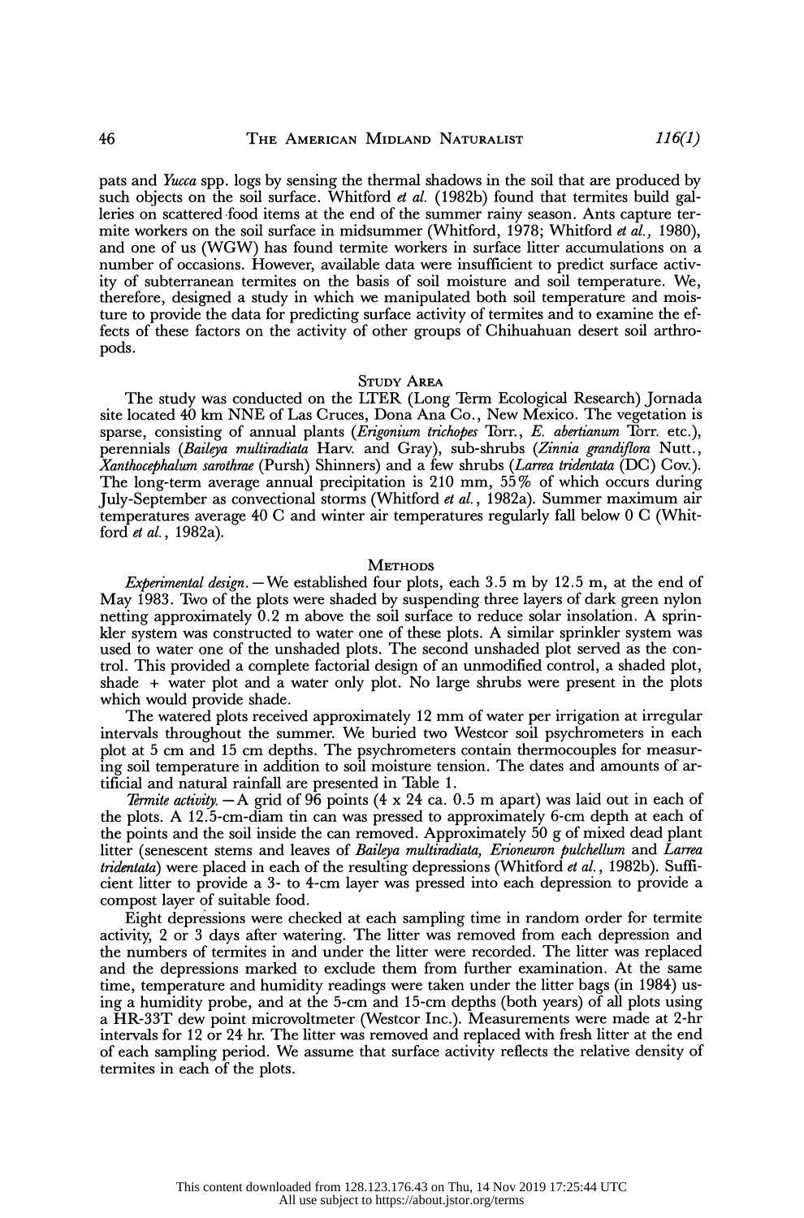pats and *Yucca* spp. logs by sensing the thermal shadows in the soil that are produced by such objects on the soil surface. Whitford *et al.* (1982b) found that termites build galleries on scattered food items at the end of the summer rainy season. Ants capture termite workers on the soil surface in midsummer (Whitford, 1978; Whitford *et al.*, 1980), and one of us (WGW) has found termite workers in surface litter accumulations on a number of occasions. However, available data were insufficient to predict surface activity of subterranean termites on the basis of soil moisture and soil temperature. We, therefore, designed a study in which we manipulated both soil temperature and moisture to provide the data for predicting surface activity of termites and to examine the effects of these factors on the activity of other groups of Chihuahuan desert soil arthropods.

## Study Area

The study was conducted on the LTER (Long Term Ecological Research) Jornada site located 40 km NNE of Las Cruces, Dona Ana Co., New Mexico. The vegetation is sparse, consisting of annual plants (*Erigonium trichopes* Torr., *E. abertianum* Torr. etc.), perennials (*Baileya multiradiata* Harv. and Gray), sub-shrubs (*Zinnia grandiflora* Nutt., *Xanthocephalum sarothrae* (Pursh) Shinners) and a few shrubs (*Larrea tridentata* (DC) Cov.). The long-term average annual precipitation is 210 mm, 55% of which occurs during July-September as convectional storms (Whitford *et al.*, 1982a). Summer maximum air temperatures average 40 C and winter air temperatures regularly fall below 0 C (Whitford *et al.*, 1982a).

## Methods

*Experimental design.*—We established four plots, each 3.5 m by 12.5 m, at the end of May 1983. Two of the plots were shaded by suspending three layers of dark green nylon netting approximately 0.2 m above the soil surface to reduce solar insolation. A sprinkler system was constructed to water one of these plots. A similar sprinkler system was used to water one of the unshaded plots. The second unshaded plot served as the control. This provided a complete factorial design of an unmodified control, a shaded plot, shade + water plot and a water only plot. No large shrubs were present in the plots which would provide shade.

The watered plots received approximately 12 mm of water per irrigation at irregular intervals throughout the summer. We buried two Westcor soil psychrometers in each plot at 5 cm and 15 cm depths. The psychrometers contain thermocouples for measuring soil temperature in addition to soil moisture tension. The dates and amounts of artificial and natural rainfall are presented in Table 1.

*Termite activity.*—A grid of 96 points (4 x 24 ca. 0.5 m apart) was laid out in each of the plots. A 12.5-cm-diam tin can was pressed to approximately 6-cm depth at each of the points and the soil inside the can removed. Approximately 50 g of mixed dead plant litter (senescent stems and leaves of *Baileya multiradiata*, *Erioneuron pulchellum* and *Larrea tridentata*) were placed in each of the resulting depressions (Whitford *et al.*, 1982b). Sufficient litter to provide a 3- to 4-cm layer was pressed into each depression to provide a compost layer of suitable food.

Eight depressions were checked at each sampling time in random order for termite activity, 2 or 3 days after watering. The litter was removed from each depression and the numbers of termites in and under the litter were recorded. The litter was replaced and the depressions marked to exclude them from further examination. At the same time, temperature and humidity readings were taken under the litter bags (in 1984) using a humidity probe, and at the 5-cm and 15-cm depths (both years) of all plots using a HR-33T dew point microvoltmeter (Westcor Inc.). Measurements were made at 2-hr intervals for 12 or 24 hr. The litter was removed and replaced with fresh litter at the end of each sampling period. We assume that surface activity reflects the relative density of termites in each of the plots.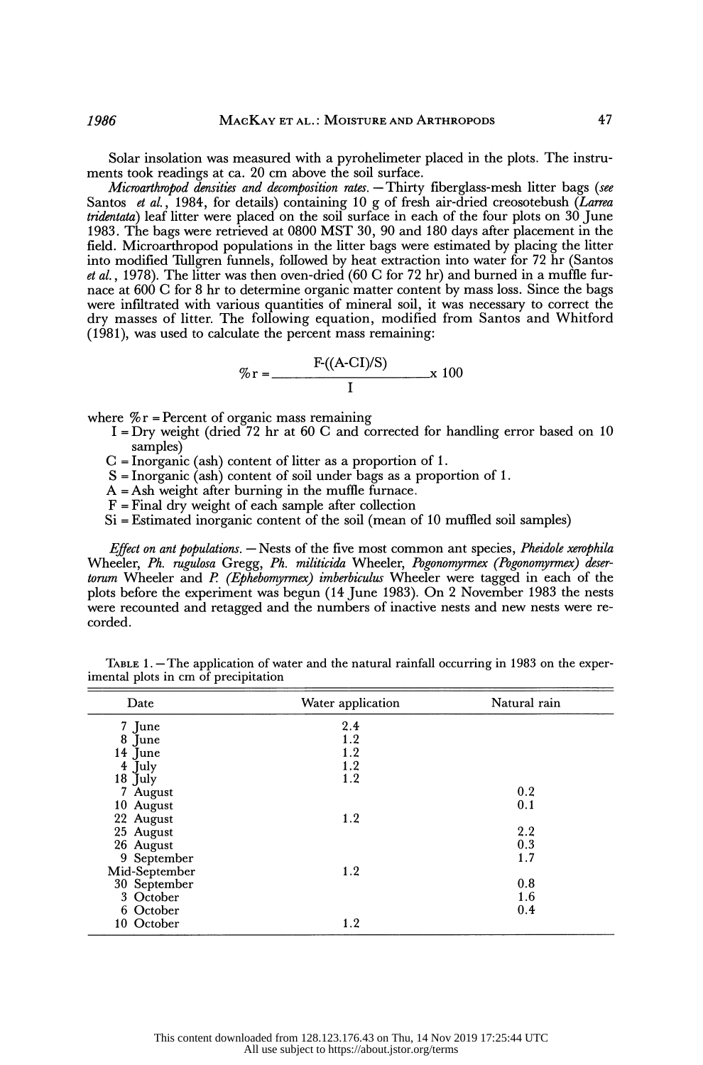Solar insolation was measured with a pyrohelimeter placed in the plots. The instruments took readings at ca. 20 cm above the soil surface.

*Microarthropod densities and decomposition rates.* —Thirty fiberglass-mesh litter bags (*see* Santos *et al.*, 1984, for details) containing 10 g of fresh air-dried creosotebush (*Larrea tridentata*) leaf litter were placed on the soil surface in each of the four plots on 30 June 1983. The bags were retrieved at 0800 MST 30, 90 and 180 days after placement in the field. Microarthropod populations in the litter bags were estimated by placing the litter into modified Tullgren funnels, followed by heat extraction into water for 72 hr (Santos *et al.*, 1978). The litter was then oven-dried (60 C for 72 hr) and burned in a muffle furnace at 600 C for 8 hr to determine organic matter content by mass loss. Since the bags were infiltrated with various quantities of mineral soil, it was necessary to correct the dry masses of litter. The following equation, modified from Santos and Whitford (1981), was used to calculate the percent mass remaining:

$$\%r = \frac{F-((A-CI)/S)}{I} \times 100$$

where %r = Percent of organic mass remaining
- I = Dry weight (dried 72 hr at 60 C and corrected for handling error based on 10 samples)
- C = Inorganic (ash) content of litter as a proportion of 1.
- S = Inorganic (ash) content of soil under bags as a proportion of 1.
- A = Ash weight after burning in the muffle furnace.
- F = Final dry weight of each sample after collection
- Si = Estimated inorganic content of the soil (mean of 10 muffled soil samples)

*Effect on ant populations.* —Nests of the five most common ant species, *Pheidole xerophila* Wheeler, *Ph. rugulosa* Gregg, *Ph. militicida* Wheeler, *Pogonomyrmex (Pogonomyrmex) desertorum* Wheeler and *P. (Ephebomyrmex) imberbiculus* Wheeler were tagged in each of the plots before the experiment was begun (14 June 1983). On 2 November 1983 the nests were recounted and retagged and the numbers of inactive nests and new nests were recorded.

TABLE 1. —The application of water and the natural rainfall occurring in 1983 on the experimental plots in cm of precipitation

| Date | Water application | Natural rain |
|---|---|---|
| 7 June | 2.4 | |
| 8 June | 1.2 | |
| 14 June | 1.2 | |
| 4 July | 1.2 | |
| 18 July | 1.2 | |
| 7 August | | 0.2 |
| 10 August | | 0.1 |
| 22 August | 1.2 | |
| 25 August | | 2.2 |
| 26 August | | 0.3 |
| 9 September | | 1.7 |
| Mid-September | 1.2 | |
| 30 September | | 0.8 |
| 3 October | | 1.6 |
| 6 October | | 0.4 |
| 10 October | 1.2 | |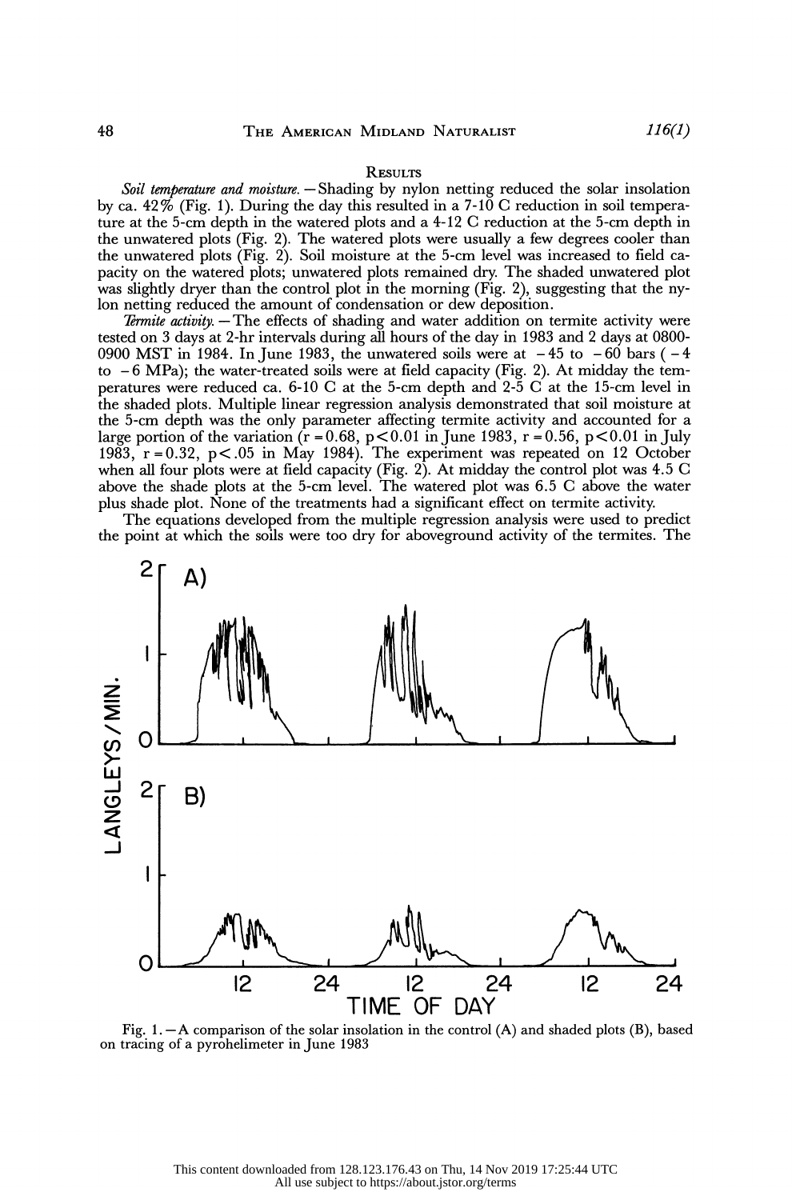## Results

*Soil temperature and moisture.* — Shading by nylon netting reduced the solar insolation by ca. 42% (Fig. 1). During the day this resulted in a 7-10 C reduction in soil temperature at the 5-cm depth in the watered plots and a 4-12 C reduction at the 5-cm depth in the unwatered plots (Fig. 2). The watered plots were usually a few degrees cooler than the unwatered plots (Fig. 2). Soil moisture at the 5-cm level was increased to field capacity on the watered plots; unwatered plots remained dry. The shaded unwatered plot was slightly dryer than the control plot in the morning (Fig. 2), suggesting that the nylon netting reduced the amount of condensation or dew deposition.

*Termite activity.* — The effects of shading and water addition on termite activity were tested on 3 days at 2-hr intervals during all hours of the day in 1983 and 2 days at 0800-0900 MST in 1984. In June 1983, the unwatered soils were at −45 to −60 bars (−4 to −6 MPa); the water-treated soils were at field capacity (Fig. 2). At midday the temperatures were reduced ca. 6-10 C at the 5-cm depth and 2-5 C at the 15-cm level in the shaded plots. Multiple linear regression analysis demonstrated that soil moisture at the 5-cm depth was the only parameter affecting termite activity and accounted for a large portion of the variation ($r = 0.68$, $p < 0.01$ in June 1983, $r = 0.56$, $p < 0.01$ in July 1983, $r = 0.32$, $p < .05$ in May 1984). The experiment was repeated on 12 October when all four plots were at field capacity (Fig. 2). At midday the control plot was 4.5 C above the shade plots at the 5-cm level. The watered plot was 6.5 C above the water plus shade plot. None of the treatments had a significant effect on termite activity.

The equations developed from the multiple regression analysis were used to predict the point at which the soils were too dry for aboveground activity of the termites. The

Fig. 1. — A comparison of the solar insolation in the control (A) and shaded plots (B), based on tracing of a pyrohelimeter in June 1983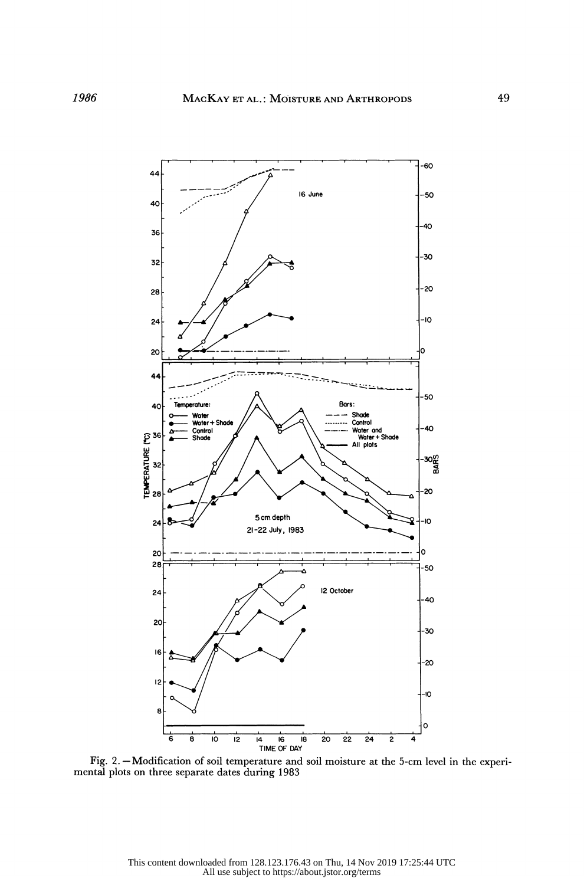Fig. 2.—Modification of soil temperature and soil moisture at the 5-cm level in the experimental plots on three separate dates during 1983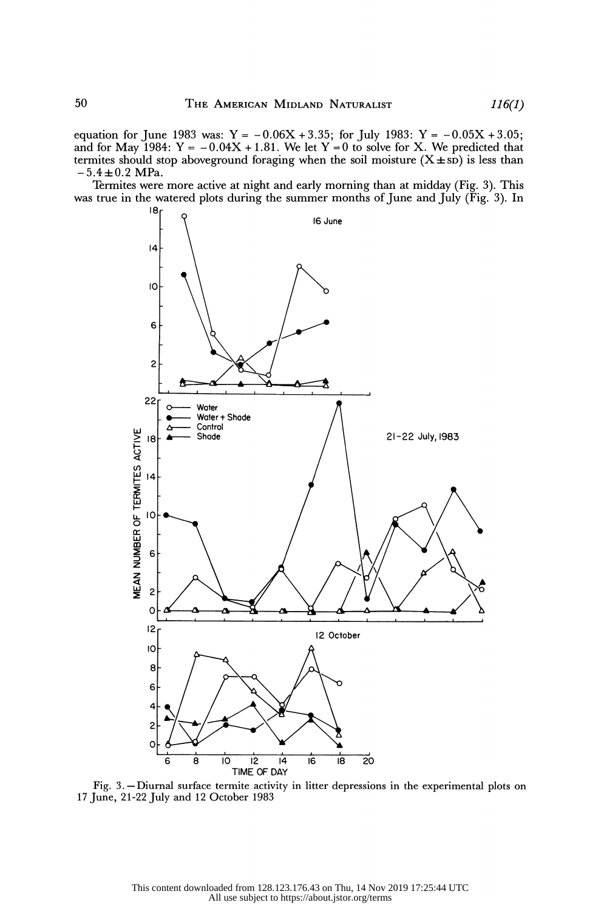equation for June 1983 was: $Y = -0.06X + 3.35$; for July 1983: $Y = -0.05X + 3.05$; and for May 1984: $Y = -0.04X + 1.81$. We let $Y = 0$ to solve for X. We predicted that termites should stop aboveground foraging when the soil moisture ($X \pm SD$) is less than $-5.4 \pm 0.2$ MPa.

Termites were more active at night and early morning than at midday (Fig. 3). This was true in the watered plots during the summer months of June and July (Fig. 3). In

Fig. 3.—Diurnal surface termite activity in litter depressions in the experimental plots on 17 June, 21-22 July and 12 October 1983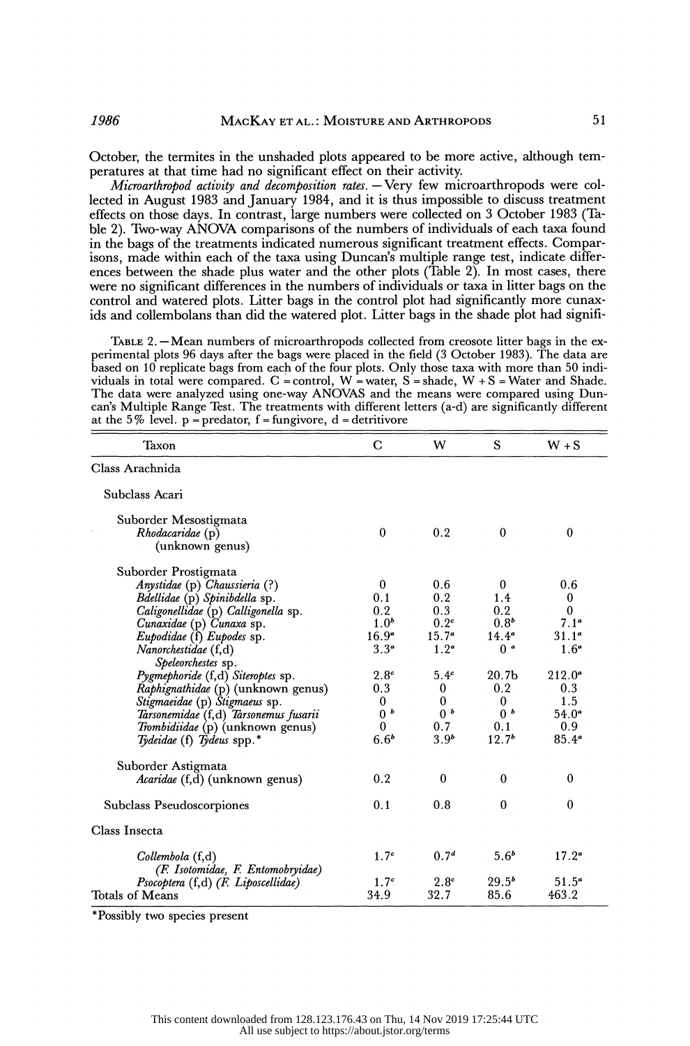October, the termites in the unshaded plots appeared to be more active, although temperatures at that time had no significant effect on their activity.

*Microarthropod activity and decomposition rates.*—Very few microarthropods were collected in August 1983 and January 1984, and it is thus impossible to discuss treatment effects on those days. In contrast, large numbers were collected on 3 October 1983 (Table 2). Two-way ANOVA comparisons of the numbers of individuals of each taxa found in the bags of the treatments indicated numerous significant treatment effects. Comparisons, made within each of the taxa using Duncan's multiple range test, indicate differences between the shade plus water and the other plots (Table 2). In most cases, there were no significant differences in the numbers of individuals or taxa in litter bags on the control and watered plots. Litter bags in the control plot had significantly more cunaxids and collembolans than did the watered plot. Litter bags in the shade plot had signifi-

TABLE 2.—Mean numbers of microarthropods collected from creosote litter bags in the experimental plots 96 days after the bags were placed in the field (3 October 1983). The data are based on 10 replicate bags from each of the four plots. Only those taxa with more than 50 individuals in total were compared. C = control, W = water, S = shade, W + S = Water and Shade. The data were analyzed using one-way ANOVAS and the means were compared using Duncan's Multiple Range Test. The treatments with different letters (a-d) are significantly different at the 5% level. p = predator, f = fungivore, d = detritivore

| Taxon | C | W | S | W + S |
|---|---|---|---|---|
| Class Arachnida | | | | |
| Subclass Acari | | | | |
| Suborder Mesostigmata | | | | |
| *Rhodacaridae* (p) (unknown genus) | 0 | 0.2 | 0 | 0 |
| Suborder Prostigmata | | | | |
| *Anystidae* (p) *Chaussieria* (?) | 0 | 0.6 | 0 | 0.6 |
| *Bdellidae* (p) *Spinibdella* sp. | 0.1 | 0.2 | 1.4 | 0 |
| *Caligonellidae* (p) *Calligonella* sp. | 0.2 | 0.3 | 0.2 | 0 |
| *Cunaxidae* (p) *Cunaxa* sp. | 1.0[b] | 0.2[c] | 0.8[b] | 7.1[a] |
| *Eupodidae* (f) *Eupodes* sp. | 16.9[a] | 15.7[a] | 14.4[a] | 31.1[a] |
| *Nanorchestidae* (f,d) *Speleorchestes* sp. | 3.3[a] | 1.2[a] | 0[a] | 1.6[a] |
| *Pygmephoride* (f,d) *Siteroptes* sp. | 2.8[c] | 5.4[c] | 20.7b | 212.0[a] |
| *Raphignathidae* (p) (unknown genus) | 0.3 | 0 | 0.2 | 0.3 |
| *Stigmaeidae* (p) *Stigmaeus* sp. | 0 | 0 | 0 | 1.5 |
| *Tarsonemidae* (f,d) *Tarsonemus fusarii* | 0[b] | 0[b] | 0[b] | 54.0[a] |
| *Trombidiidae* (p) (unknown genus) | 0 | 0.7 | 0.1 | 0.9 |
| *Tydeidae* (f) *Tydeus* spp.* | 6.6[b] | 3.9[b] | 12.7[b] | 85.4[a] |
| Suborder Astigmata | | | | |
| *Acaridae* (f,d) (unknown genus) | 0.2 | 0 | 0 | 0 |
| Subclass Pseudoscorpiones | 0.1 | 0.8 | 0 | 0 |
| Class Insecta | | | | |
| *Collembola* (f,d) (*F. Isotomidae, F. Entomobryidae*) | 1.7[c] | 0.7[d] | 5.6[b] | 17.2[a] |
| *Psocoptera* (f,d) (*F. Liposcellidae*) | 1.7[c] | 2.8[c] | 29.5[b] | 51.5[a] |
| Totals of Means | 34.9 | 32.7 | 85.6 | 463.2 |

*Possibly two species present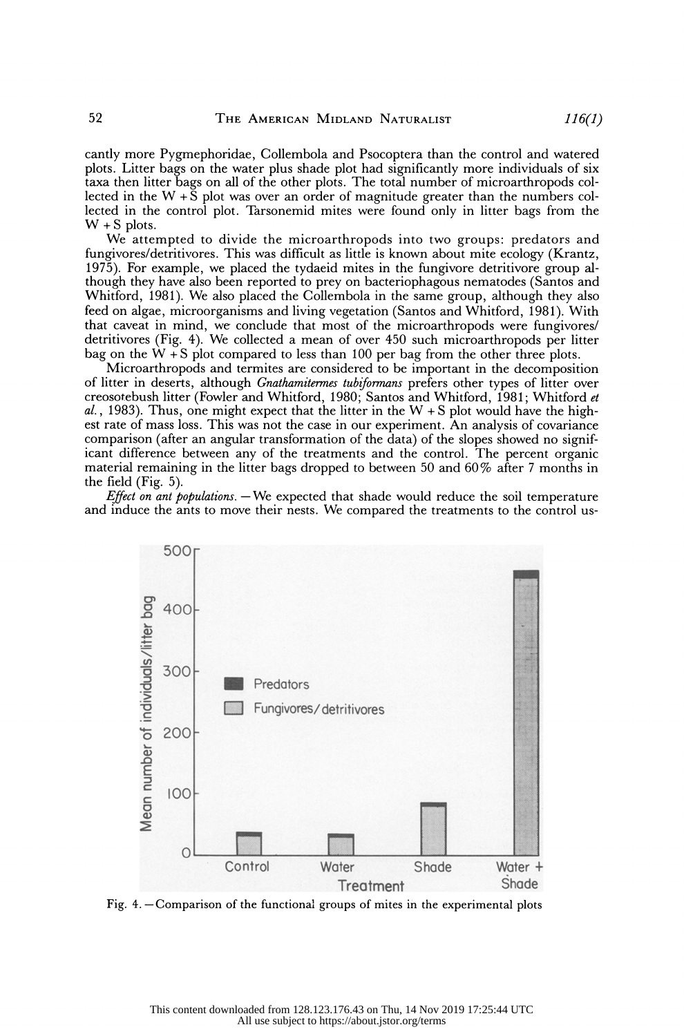cantly more Pygmephoridae, Collembola and Psocoptera than the control and watered plots. Litter bags on the water plus shade plot had significantly more individuals of six taxa then litter bags on all of the other plots. The total number of microarthropods collected in the W + S plot was over an order of magnitude greater than the numbers collected in the control plot. Tarsonemid mites were found only in litter bags from the W + S plots.

We attempted to divide the microarthropods into two groups: predators and fungivores/detritivores. This was difficult as little is known about mite ecology (Krantz, 1975). For example, we placed the tydaeid mites in the fungivore detritivore group although they have also been reported to prey on bacteriophagous nematodes (Santos and Whitford, 1981). We also placed the Collembola in the same group, although they also feed on algae, microorganisms and living vegetation (Santos and Whitford, 1981). With that caveat in mind, we conclude that most of the microarthropods were fungivores/detritivores (Fig. 4). We collected a mean of over 450 such microarthropods per litter bag on the W + S plot compared to less than 100 per bag from the other three plots.

Microarthropods and termites are considered to be important in the decomposition of litter in deserts, although *Gnathamitermes tubiformans* prefers other types of litter over creosotebush litter (Fowler and Whitford, 1980; Santos and Whitford, 1981; Whitford *et al.*, 1983). Thus, one might expect that the litter in the W + S plot would have the highest rate of mass loss. This was not the case in our experiment. An analysis of covariance comparison (after an angular transformation of the data) of the slopes showed no significant difference between any of the treatments and the control. The percent organic material remaining in the litter bags dropped to between 50 and 60% after 7 months in the field (Fig. 5).

*Effect on ant populations.* — We expected that shade would reduce the soil temperature and induce the ants to move their nests. We compared the treatments to the control us-

Fig. 4. — Comparison of the functional groups of mites in the experimental plots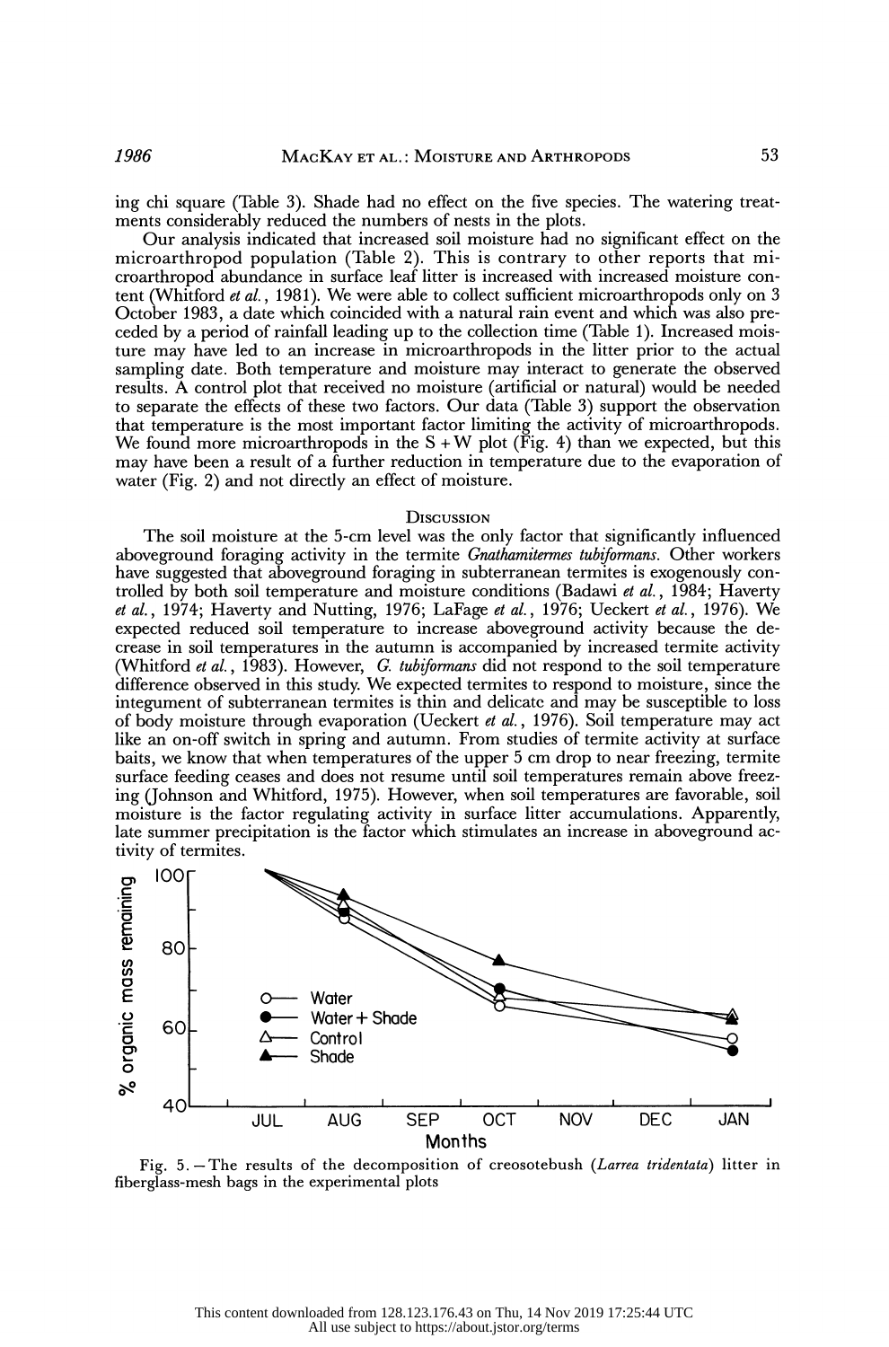ing chi square (Table 3). Shade had no effect on the five species. The watering treatments considerably reduced the numbers of nests in the plots.

Our analysis indicated that increased soil moisture had no significant effect on the microarthropod population (Table 2). This is contrary to other reports that microarthropod abundance in surface leaf litter is increased with increased moisture content (Whitford *et al.*, 1981). We were able to collect sufficient microarthropods only on 3 October 1983, a date which coincided with a natural rain event and which was also preceded by a period of rainfall leading up to the collection time (Table 1). Increased moisture may have led to an increase in microarthropods in the litter prior to the actual sampling date. Both temperature and moisture may interact to generate the observed results. A control plot that received no moisture (artificial or natural) would be needed to separate the effects of these two factors. Our data (Table 3) support the observation that temperature is the most important factor limiting the activity of microarthropods. We found more microarthropods in the S + W plot (Fig. 4) than we expected, but this may have been a result of a further reduction in temperature due to the evaporation of water (Fig. 2) and not directly an effect of moisture.

## Discussion

The soil moisture at the 5-cm level was the only factor that significantly influenced aboveground foraging activity in the termite *Gnathamitermes tubiformans*. Other workers have suggested that aboveground foraging in subterranean termites is exogenously controlled by both soil temperature and moisture conditions (Badawi *et al.*, 1984; Haverty *et al.*, 1974; Haverty and Nutting, 1976; LaFage *et al.*, 1976; Ueckert *et al.*, 1976). We expected reduced soil temperature to increase aboveground activity because the decrease in soil temperatures in the autumn is accompanied by increased termite activity (Whitford *et al.*, 1983). However, *G. tubiformans* did not respond to the soil temperature difference observed in this study. We expected termites to respond to moisture, since the integument of subterranean termites is thin and delicate and may be susceptible to loss of body moisture through evaporation (Ueckert *et al.*, 1976). Soil temperature may act like an on-off switch in spring and autumn. From studies of termite activity at surface baits, we know that when temperatures of the upper 5 cm drop to near freezing, termite surface feeding ceases and does not resume until soil temperatures remain above freezing (Johnson and Whitford, 1975). However, when soil temperatures are favorable, soil moisture is the factor regulating activity in surface litter accumulations. Apparently, late summer precipitation is the factor which stimulates an increase in aboveground activity of termites.

Fig. 5.—The results of the decomposition of creosotebush (*Larrea tridentata*) litter in fiberglass-mesh bags in the experimental plots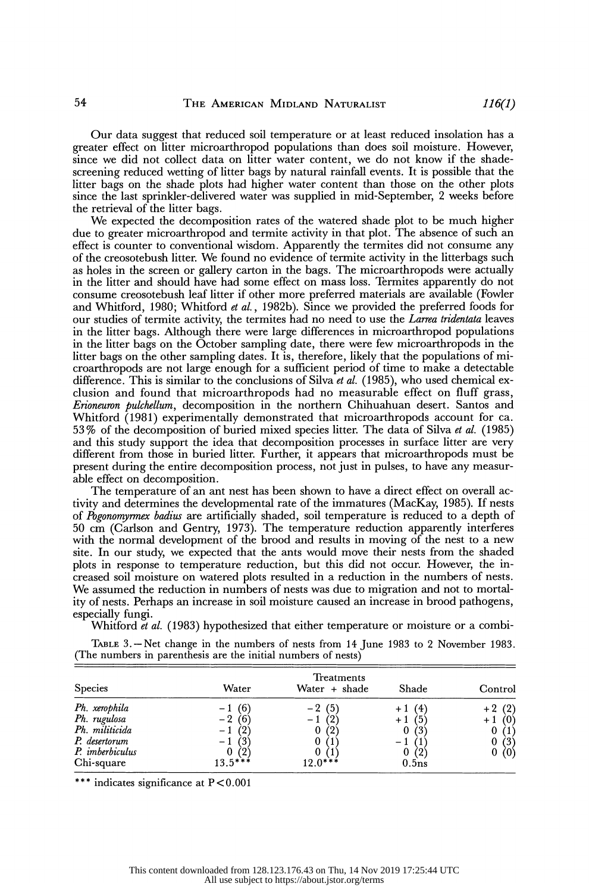Our data suggest that reduced soil temperature or at least reduced insolation has a greater effect on litter microarthropod populations than does soil moisture. However, since we did not collect data on litter water content, we do not know if the shade-screening reduced wetting of litter bags by natural rainfall events. It is possible that the litter bags on the shade plots had higher water content than those on the other plots since the last sprinkler-delivered water was supplied in mid-September, 2 weeks before the retrieval of the litter bags.

We expected the decomposition rates of the watered shade plot to be much higher due to greater microarthropod and termite activity in that plot. The absence of such an effect is counter to conventional wisdom. Apparently the termites did not consume any of the creosotebush litter. We found no evidence of termite activity in the litterbags such as holes in the screen or gallery carton in the bags. The microarthropods were actually in the litter and should have had some effect on mass loss. Termites apparently do not consume creosotebush leaf litter if other more preferred materials are available (Fowler and Whitford, 1980; Whitford *et al.*, 1982b). Since we provided the preferred foods for our studies of termite activity, the termites had no need to use the *Larrea tridentata* leaves in the litter bags. Although there were large differences in microarthropod populations in the litter bags on the October sampling date, there were few microarthropods in the litter bags on the other sampling dates. It is, therefore, likely that the populations of microarthropods are not large enough for a sufficient period of time to make a detectable difference. This is similar to the conclusions of Silva *et al.* (1985), who used chemical exclusion and found that microarthropods had no measurable effect on fluff grass, *Erioneuron pulchellum*, decomposition in the northern Chihuahuan desert. Santos and Whitford (1981) experimentally demonstrated that microarthropods account for ca. 53% of the decomposition of buried mixed species litter. The data of Silva *et al.* (1985) and this study support the idea that decomposition processes in surface litter are very different from those in buried litter. Further, it appears that microarthropods must be present during the entire decomposition process, not just in pulses, to have any measurable effect on decomposition.

The temperature of an ant nest has been shown to have a direct effect on overall activity and determines the developmental rate of the immatures (MacKay, 1985). If nests of *Pogonomyrmex badius* are artificially shaded, soil temperature is reduced to a depth of 50 cm (Carlson and Gentry, 1973). The temperature reduction apparently interferes with the normal development of the brood and results in moving of the nest to a new site. In our study, we expected that the ants would move their nests from the shaded plots in response to temperature reduction, but this did not occur. However, the increased soil moisture on watered plots resulted in a reduction in the numbers of nests. We assumed the reduction in numbers of nests was due to migration and not to mortality of nests. Perhaps an increase in soil moisture caused an increase in brood pathogens, especially fungi.

Whitford *et al.* (1983) hypothesized that either temperature or moisture or a combi-

TABLE 3.—Net change in the numbers of nests from 14 June 1983 to 2 November 1983. (The numbers in parenthesis are the initial numbers of nests)

| Species | Treatments | | | |
|---|---|---|---|---|
| | Water | Water + shade | Shade | Control |
| *Ph. xerophila* | −1 (6) | −2 (5) | +1 (4) | +2 (2) |
| *Ph. rugulosa* | −2 (6) | −1 (2) | +1 (5) | +1 (0) |
| *Ph. militicida* | −1 (2) | 0 (2) | 0 (3) | 0 (1) |
| *P. desertorum* | −1 (3) | 0 (1) | −1 (1) | 0 (3) |
| *P. imberbiculus* | 0 (2) | 0 (1) | 0 (2) | 0 (0) |
| Chi-square | 13.5*** | 12.0*** | 0.5ns | |

*** indicates significance at $P<0.001$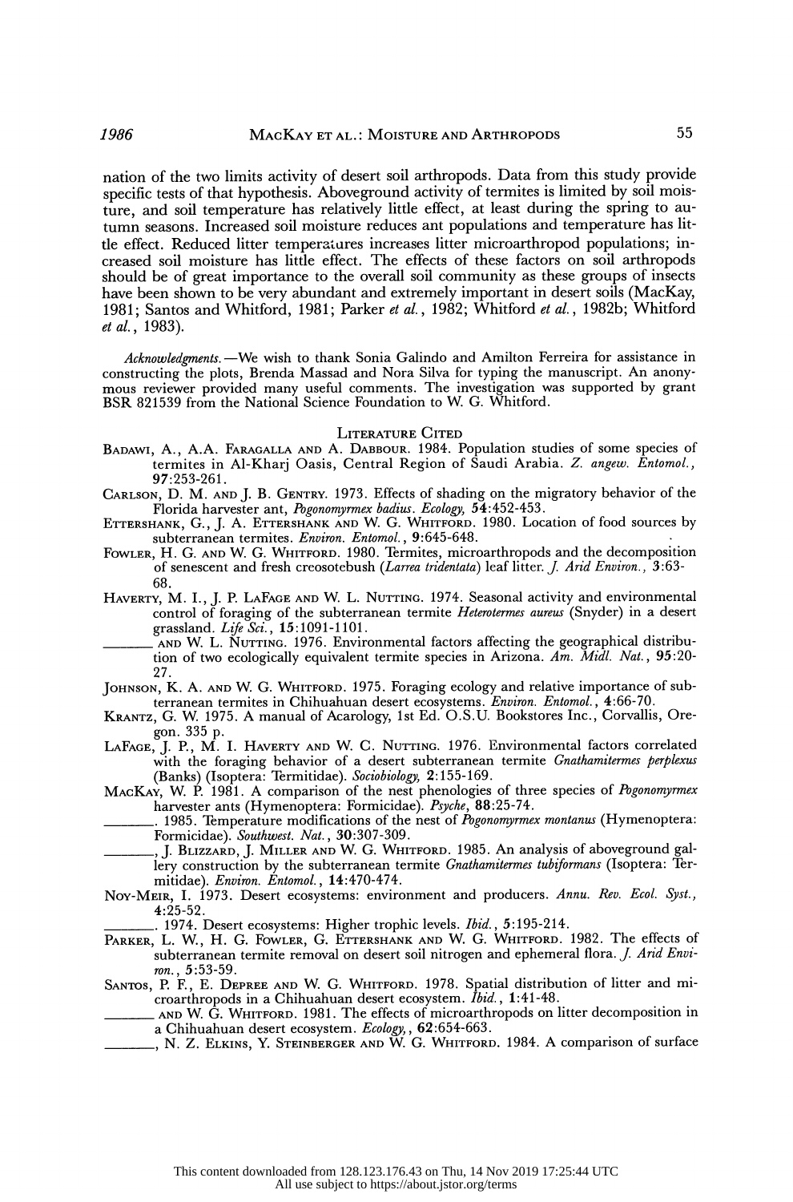nation of the two limits activity of desert soil arthropods. Data from this study provide specific tests of that hypothesis. Aboveground activity of termites is limited by soil moisture, and soil temperature has relatively little effect, at least during the spring to autumn seasons. Increased soil moisture reduces ant populations and temperature has little effect. Reduced litter temperatures increases litter microarthropod populations; increased soil moisture has little effect. The effects of these factors on soil arthropods should be of great importance to the overall soil community as these groups of insects have been shown to be very abundant and extremely important in desert soils (MacKay, 1981; Santos and Whitford, 1981; Parker *et al.*, 1982; Whitford *et al.*, 1982b; Whitford *et al.*, 1983).

*Acknowledgments.*—We wish to thank Sonia Galindo and Amilton Ferreira for assistance in constructing the plots, Brenda Massad and Nora Silva for typing the manuscript. An anonymous reviewer provided many useful comments. The investigation was supported by grant BSR 821539 from the National Science Foundation to W. G. Whitford.

## Literature Cited

Badawi, A., A.A. Faragalla and A. Dabbour. 1984. Population studies of some species of termites in Al-Kharj Oasis, Central Region of Saudi Arabia. *Z. angew. Entomol.*, **97**:253-261.

Carlson, D. M. and J. B. Gentry. 1973. Effects of shading on the migratory behavior of the Florida harvester ant, *Pogonomyrmex badius*. *Ecology*, **54**:452-453.

Ettershank, G., J. A. Ettershank and W. G. Whitford. 1980. Location of food sources by subterranean termites. *Environ. Entomol.*, **9**:645-648.

Fowler, H. G. and W. G. Whitford. 1980. Termites, microarthropods and the decomposition of senescent and fresh creosotebush (*Larrea tridentata*) leaf litter. *J. Arid Environ.*, **3**:63-68.

Haverty, M. I., J. P. LaFage and W. L. Nutting. 1974. Seasonal activity and environmental control of foraging of the subterranean termite *Heterotermes aureus* (Snyder) in a desert grassland. *Life Sci.*, **15**:1091-1101.

_______ and W. L. Nutting. 1976. Environmental factors affecting the geographical distribution of two ecologically equivalent termite species in Arizona. *Am. Midl. Nat.*, **95**:20-27.

Johnson, K. A. and W. G. Whitford. 1975. Foraging ecology and relative importance of subterranean termites in Chihuahuan desert ecosystems. *Environ. Entomol.*, **4**:66-70.

Krantz, G. W. 1975. A manual of Acarology, 1st Ed. O.S.U. Bookstores Inc., Corvallis, Oregon. 335 p.

LaFage, J. P., M. I. Haverty and W. C. Nutting. 1976. Environmental factors correlated with the foraging behavior of a desert subterranean termite *Gnathamitermes perplexus* (Banks) (Isoptera: Termitidae). *Sociobiology*, **2**:155-169.

MacKay, W. P. 1981. A comparison of the nest phenologies of three species of *Pogonomyrmex* harvester ants (Hymenoptera: Formicidae). *Psyche*, **88**:25-74.

_______. 1985. Temperature modifications of the nest of *Pogonomyrmex montanus* (Hymenoptera: Formicidae). *Southwest. Nat.*, **30**:307-309.

_______, J. Blizzard, J. Miller and W. G. Whitford. 1985. An analysis of aboveground gallery construction by the subterranean termite *Gnathamitermes tubiformans* (Isoptera: Termitidae). *Environ. Entomol.*, **14**:470-474.

Noy-Meir, I. 1973. Desert ecosystems: environment and producers. *Annu. Rev. Ecol. Syst.*, **4**:25-52.

_______. 1974. Desert ecosystems: Higher trophic levels. *Ibid.*, **5**:195-214.

Parker, L. W., H. G. Fowler, G. Ettershank and W. G. Whitford. 1982. The effects of subterranean termite removal on desert soil nitrogen and ephemeral flora. *J. Arid Environ.*, **5**:53-59.

Santos, P. F., E. Depree and W. G. Whitford. 1978. Spatial distribution of litter and microarthropods in a Chihuahuan desert ecosystem. *Ibid.*, **1**:41-48.

_______ and W. G. Whitford. 1981. The effects of microarthropods on litter decomposition in a Chihuahuan desert ecosystem. *Ecology*, **62**:654-663.

_______, N. Z. Elkins, Y. Steinberger and W. G. Whitford. 1984. A comparison of surface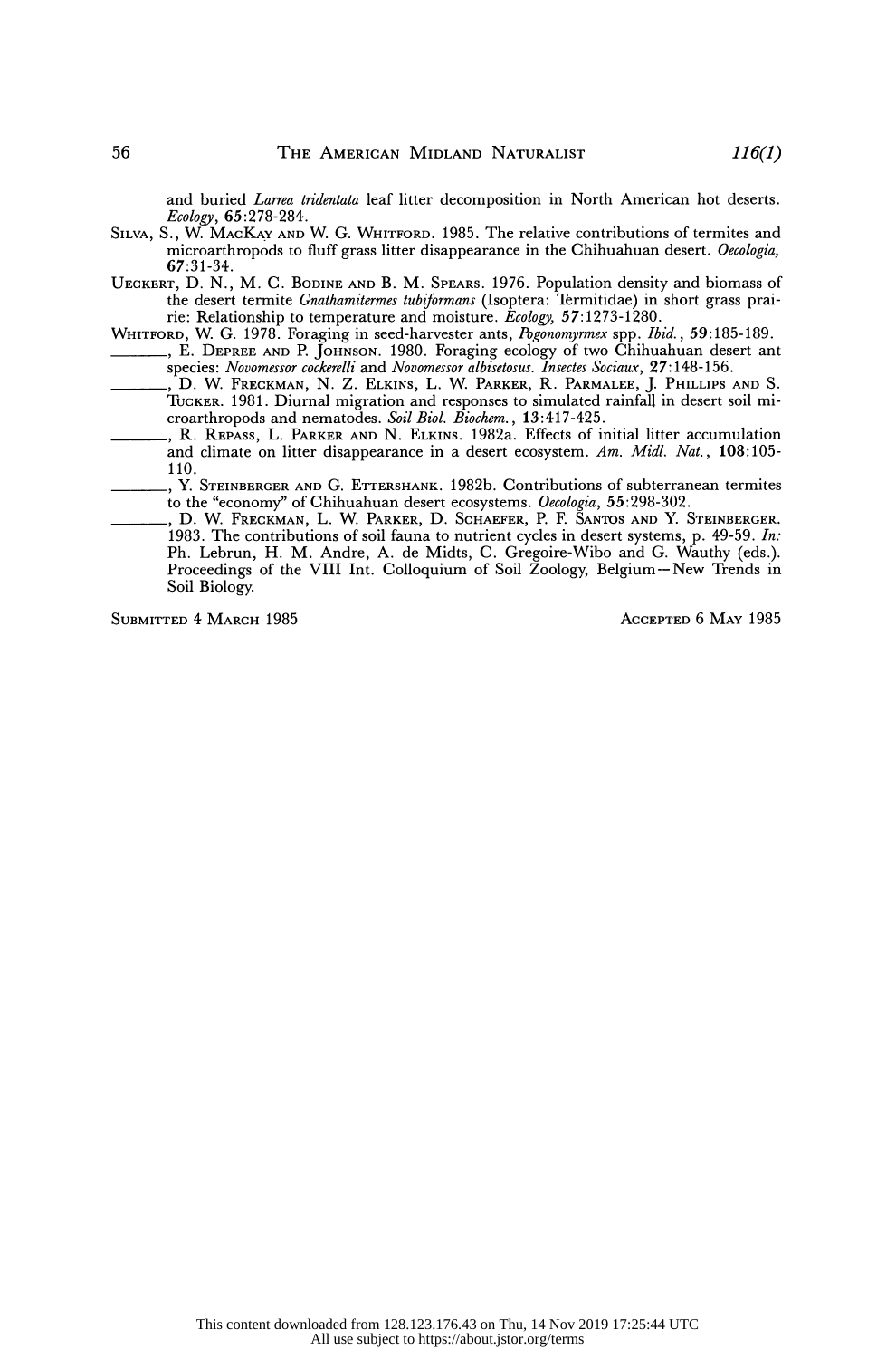and buried *Larrea tridentata* leaf litter decomposition in North American hot deserts. *Ecology*, **65**:278-284.

SILVA, S., W. MACKAY AND W. G. WHITFORD. 1985. The relative contributions of termites and microarthropods to fluff grass litter disappearance in the Chihuahuan desert. *Oecologia*, **67**:31-34.

UECKERT, D. N., M. C. BODINE AND B. M. SPEARS. 1976. Population density and biomass of the desert termite *Gnathamitermes tubiformans* (Isoptera: Termitidae) in short grass prairie: Relationship to temperature and moisture. *Ecology*, **57**:1273-1280.

WHITFORD, W. G. 1978. Foraging in seed-harvester ants, *Pogonomyrmex* spp. *Ibid.*, **59**:185-189.

———, E. DEPREE AND P. JOHNSON. 1980. Foraging ecology of two Chihuahuan desert ant species: *Novomessor cockerelli* and *Novomessor albisetosus*. *Insectes Sociaux*, **27**:148-156.

———, D. W. FRECKMAN, N. Z. ELKINS, L. W. PARKER, R. PARMALEE, J. PHILLIPS AND S. TUCKER. 1981. Diurnal migration and responses to simulated rainfall in desert soil microarthropods and nematodes. *Soil Biol. Biochem.*, **13**:417-425.

———, R. REPASS, L. PARKER AND N. ELKINS. 1982a. Effects of initial litter accumulation and climate on litter disappearance in a desert ecosystem. *Am. Midl. Nat.*, **108**:105-110.

———, Y. STEINBERGER AND G. ETTERSHANK. 1982b. Contributions of subterranean termites to the "economy" of Chihuahuan desert ecosystems. *Oecologia*, **55**:298-302.

———, D. W. FRECKMAN, L. W. PARKER, D. SCHAEFER, P. F. SANTOS AND Y. STEINBERGER. 1983. The contributions of soil fauna to nutrient cycles in desert systems, p. 49-59. *In:* Ph. Lebrun, H. M. Andre, A. de Midts, C. Gregoire-Wibo and G. Wauthy (eds.). Proceedings of the VIII Int. Colloquium of Soil Zoology, Belgium—New Trends in Soil Biology.

SUBMITTED 4 MARCH 1985 ACCEPTED 6 MAY 1985